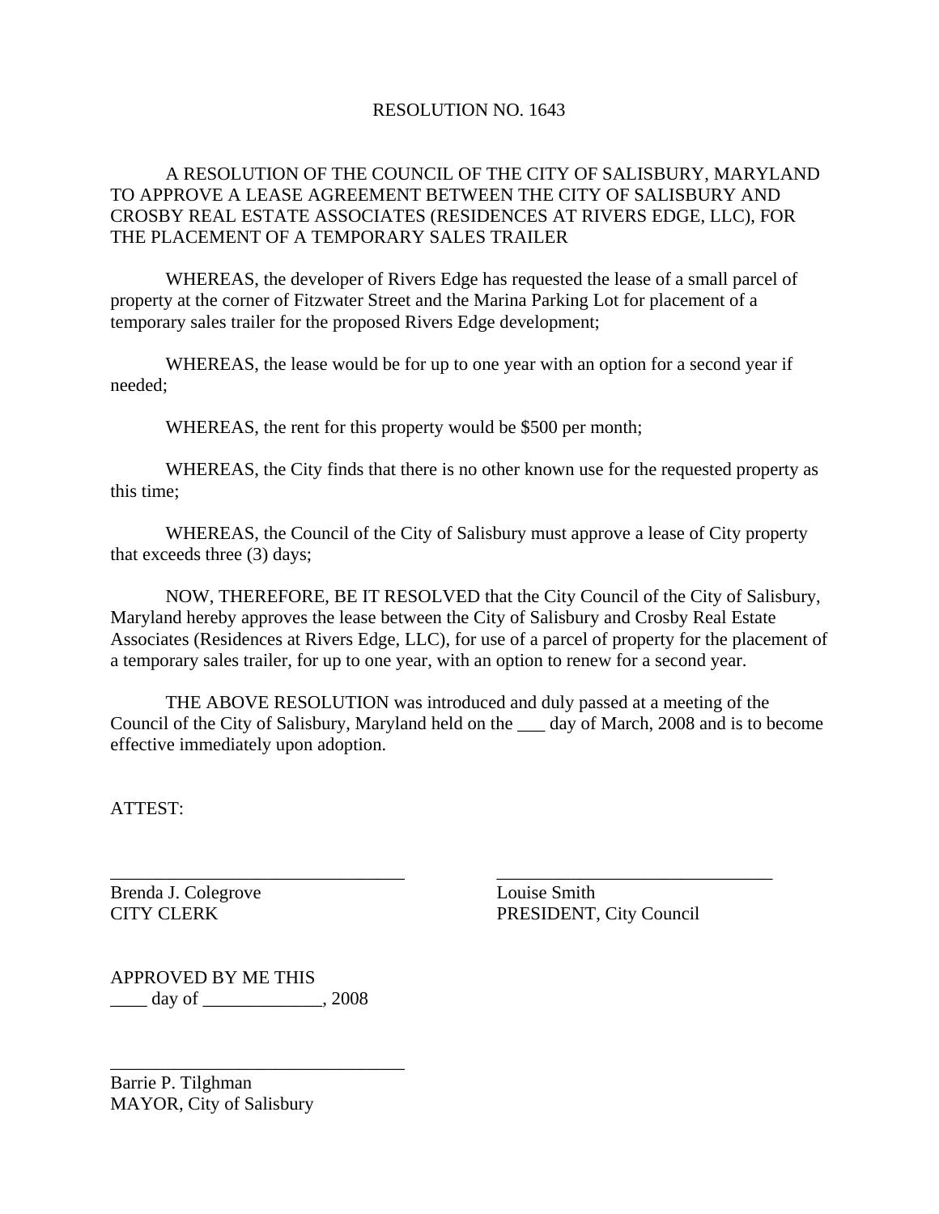# RESOLUTION NO. 1643

A RESOLUTION OF THE COUNCIL OF THE CITY OF SALISBURY, MARYLAND TO APPROVE A LEASE AGREEMENT BETWEEN THE CITY OF SALISBURY AND CROSBY REAL ESTATE ASSOCIATES (RESIDENCES AT RIVERS EDGE, LLC), FOR THE PLACEMENT OF A TEMPORARY SALES TRAILER

WHEREAS, the developer of Rivers Edge has requested the lease of a small parcel of property at the corner of Fitzwater Street and the Marina Parking Lot for placement of a temporary sales trailer for the proposed Rivers Edge development;

WHEREAS, the lease would be for up to one year with an option for a second year if needed;

WHEREAS, the rent for this property would be $500 per month;

WHEREAS, the City finds that there is no other known use for the requested property as this time;

WHEREAS, the Council of the City of Salisbury must approve a lease of City property that exceeds three (3) days;

NOW, THEREFORE, BE IT RESOLVED that the City Council of the City of Salisbury, Maryland hereby approves the lease between the City of Salisbury and Crosby Real Estate Associates (Residences at Rivers Edge, LLC), for use of a parcel of property for the placement of a temporary sales trailer, for up to one year, with an option to renew for a second year.

THE ABOVE RESOLUTION was introduced and duly passed at a meeting of the Council of the City of Salisbury, Maryland held on the ___ day of March, 2008 and is to become effective immediately upon adoption.

ATTEST:

________________________________
Brenda J. Colegrove
CITY CLERK

________________________________
Louise Smith
PRESIDENT, City Council

APPROVED BY ME THIS
____ day of _____________, 2008

________________________________
Barrie P. Tilghman
MAYOR, City of Salisbury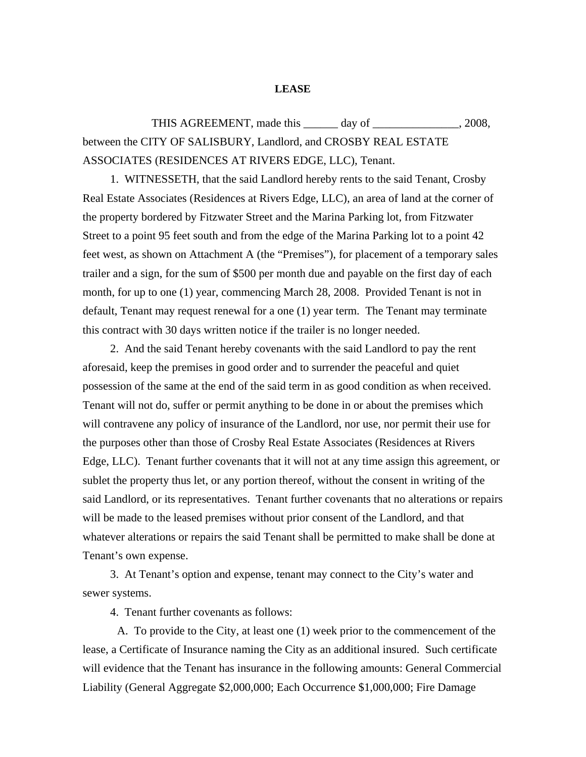# LEASE

THIS AGREEMENT, made this ______ day of _______________, 2008, between the CITY OF SALISBURY, Landlord, and CROSBY REAL ESTATE ASSOCIATES (RESIDENCES AT RIVERS EDGE, LLC), Tenant.

1. WITNESSETH, that the said Landlord hereby rents to the said Tenant, Crosby Real Estate Associates (Residences at Rivers Edge, LLC), an area of land at the corner of the property bordered by Fitzwater Street and the Marina Parking lot, from Fitzwater Street to a point 95 feet south and from the edge of the Marina Parking lot to a point 42 feet west, as shown on Attachment A (the "Premises"), for placement of a temporary sales trailer and a sign, for the sum of $500 per month due and payable on the first day of each month, for up to one (1) year, commencing March 28, 2008. Provided Tenant is not in default, Tenant may request renewal for a one (1) year term. The Tenant may terminate this contract with 30 days written notice if the trailer is no longer needed.

2. And the said Tenant hereby covenants with the said Landlord to pay the rent aforesaid, keep the premises in good order and to surrender the peaceful and quiet possession of the same at the end of the said term in as good condition as when received. Tenant will not do, suffer or permit anything to be done in or about the premises which will contravene any policy of insurance of the Landlord, nor use, nor permit their use for the purposes other than those of Crosby Real Estate Associates (Residences at Rivers Edge, LLC). Tenant further covenants that it will not at any time assign this agreement, or sublet the property thus let, or any portion thereof, without the consent in writing of the said Landlord, or its representatives. Tenant further covenants that no alterations or repairs will be made to the leased premises without prior consent of the Landlord, and that whatever alterations or repairs the said Tenant shall be permitted to make shall be done at Tenant's own expense.

3. At Tenant's option and expense, tenant may connect to the City's water and sewer systems.

4. Tenant further covenants as follows:

A. To provide to the City, at least one (1) week prior to the commencement of the lease, a Certificate of Insurance naming the City as an additional insured. Such certificate will evidence that the Tenant has insurance in the following amounts: General Commercial Liability (General Aggregate $2,000,000; Each Occurrence $1,000,000; Fire Damage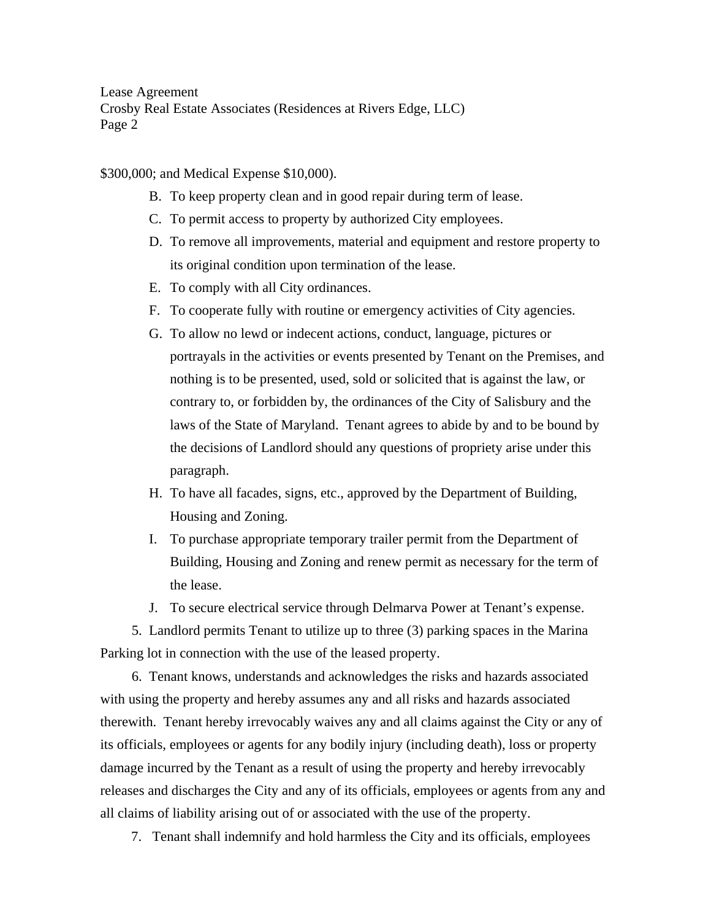$300,000; and Medical Expense $10,000).

B. To keep property clean and in good repair during term of lease.

C. To permit access to property by authorized City employees.

D. To remove all improvements, material and equipment and restore property to its original condition upon termination of the lease.

E. To comply with all City ordinances.

F. To cooperate fully with routine or emergency activities of City agencies.

G. To allow no lewd or indecent actions, conduct, language, pictures or portrayals in the activities or events presented by Tenant on the Premises, and nothing is to be presented, used, sold or solicited that is against the law, or contrary to, or forbidden by, the ordinances of the City of Salisbury and the laws of the State of Maryland. Tenant agrees to abide by and to be bound by the decisions of Landlord should any questions of propriety arise under this paragraph.

H. To have all facades, signs, etc., approved by the Department of Building, Housing and Zoning.

I. To purchase appropriate temporary trailer permit from the Department of Building, Housing and Zoning and renew permit as necessary for the term of the lease.

J. To secure electrical service through Delmarva Power at Tenant's expense.

5. Landlord permits Tenant to utilize up to three (3) parking spaces in the Marina Parking lot in connection with the use of the leased property.

6. Tenant knows, understands and acknowledges the risks and hazards associated with using the property and hereby assumes any and all risks and hazards associated therewith. Tenant hereby irrevocably waives any and all claims against the City or any of its officials, employees or agents for any bodily injury (including death), loss or property damage incurred by the Tenant as a result of using the property and hereby irrevocably releases and discharges the City and any of its officials, employees or agents from any and all claims of liability arising out of or associated with the use of the property.

7. Tenant shall indemnify and hold harmless the City and its officials, employees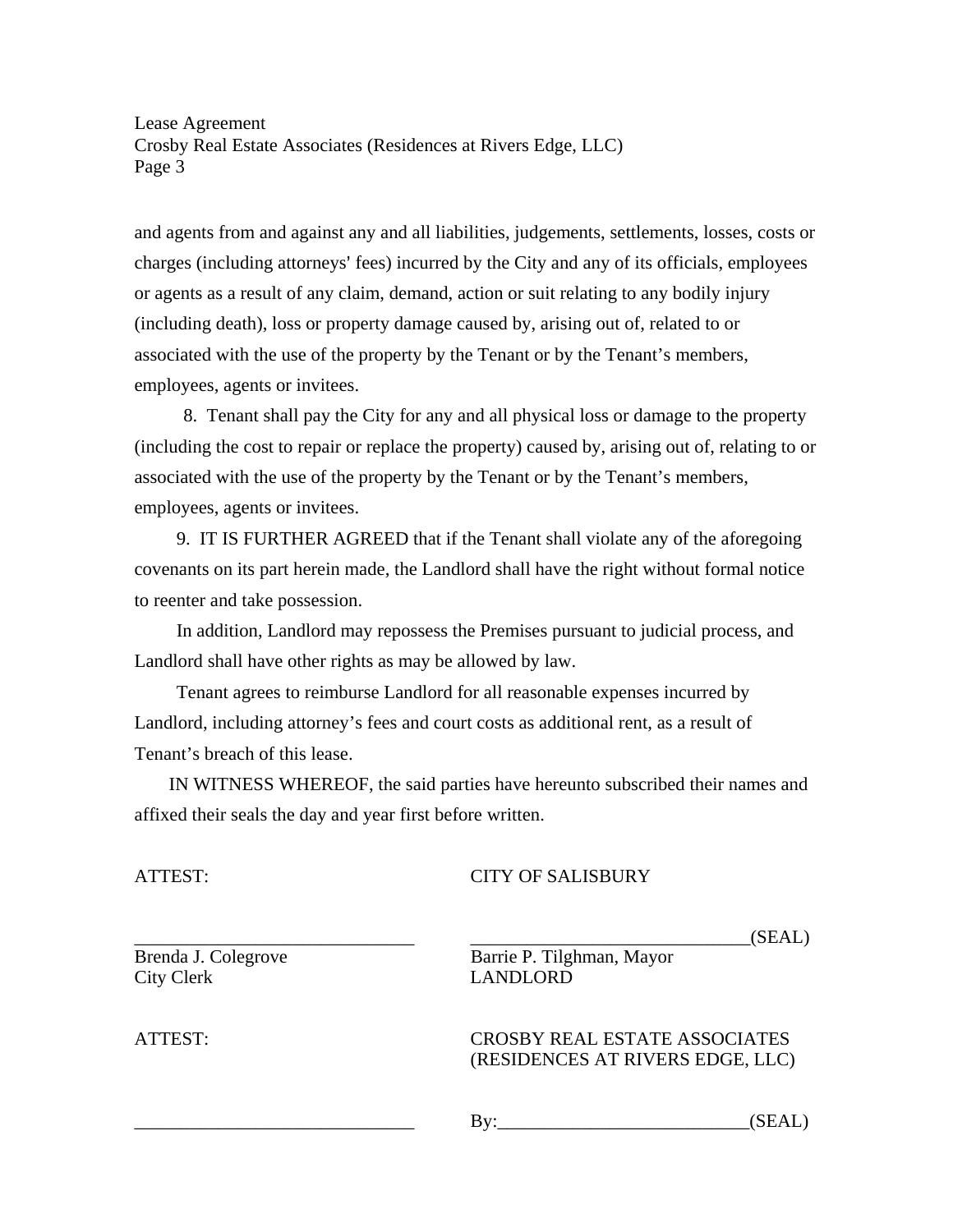and agents from and against any and all liabilities, judgements, settlements, losses, costs or charges (including attorneys' fees) incurred by the City and any of its officials, employees or agents as a result of any claim, demand, action or suit relating to any bodily injury (including death), loss or property damage caused by, arising out of, related to or associated with the use of the property by the Tenant or by the Tenant's members, employees, agents or invitees.

8. Tenant shall pay the City for any and all physical loss or damage to the property (including the cost to repair or replace the property) caused by, arising out of, relating to or associated with the use of the property by the Tenant or by the Tenant's members, employees, agents or invitees.

9. IT IS FURTHER AGREED that if the Tenant shall violate any of the aforegoing covenants on its part herein made, the Landlord shall have the right without formal notice to reenter and take possession.

In addition, Landlord may repossess the Premises pursuant to judicial process, and Landlord shall have other rights as may be allowed by law.

Tenant agrees to reimburse Landlord for all reasonable expenses incurred by Landlord, including attorney's fees and court costs as additional rent, as a result of Tenant's breach of this lease.

IN WITNESS WHEREOF, the said parties have hereunto subscribed their names and affixed their seals the day and year first before written.

ATTEST: CITY OF SALISBURY

______________________________ ______________________________(SEAL)

Brenda J. Colegrove
City Clerk

Barrie P. Tilghman, Mayor
LANDLORD

ATTEST: CROSBY REAL ESTATE ASSOCIATES (RESIDENCES AT RIVERS EDGE, LLC)

______________________________ By:__________________________(SEAL)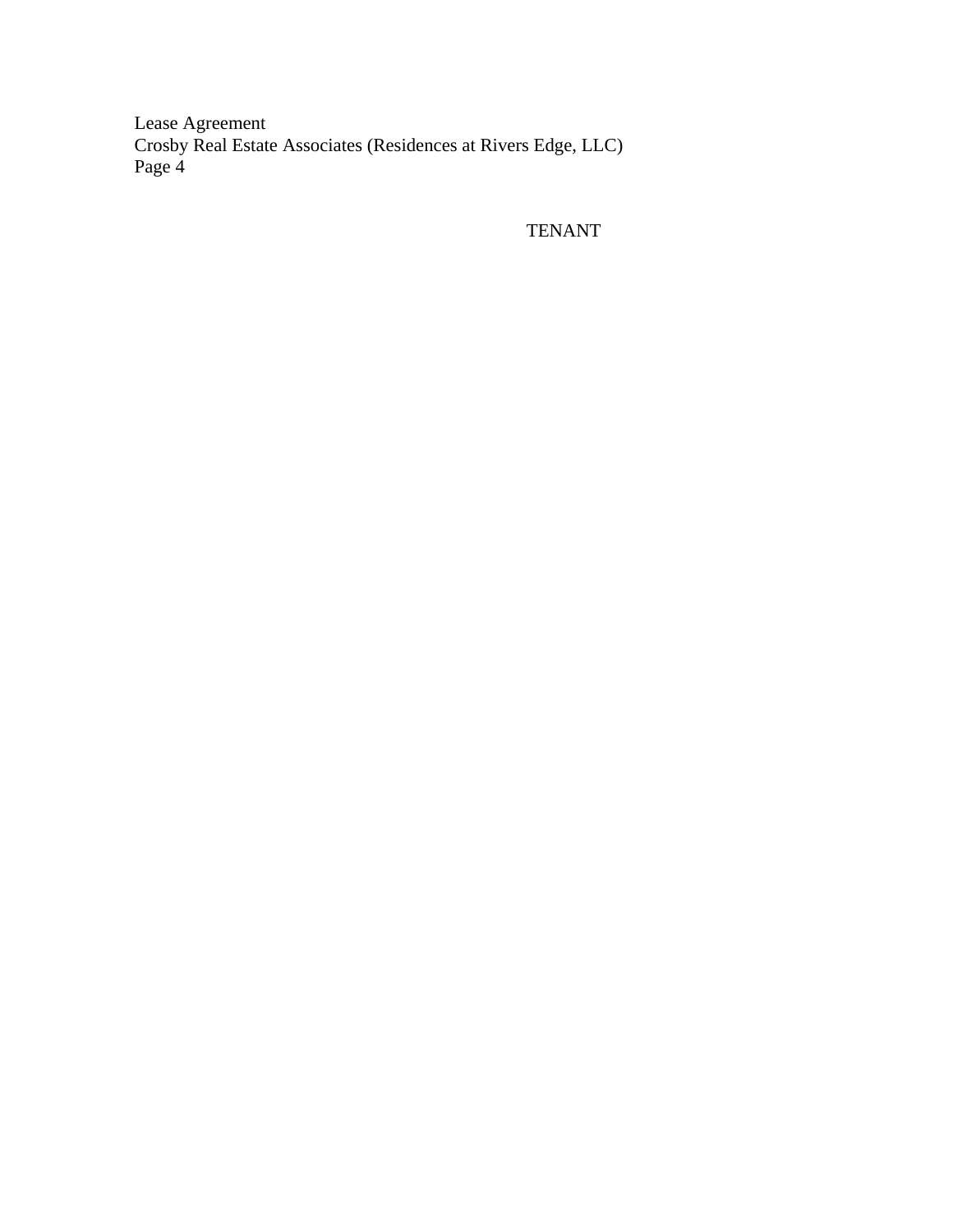TENANT